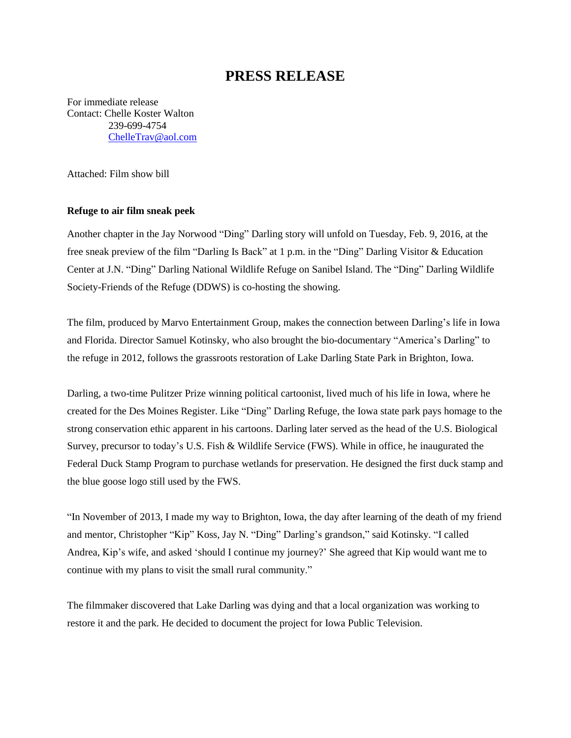# PRESS RELEASE

For immediate release
Contact: Chelle Koster Walton
239-699-4754
ChelleTrav@aol.com

Attached: Film show bill

**Refuge to air film sneak peek**

Another chapter in the Jay Norwood "Ding" Darling story will unfold on Tuesday, Feb. 9, 2016, at the free sneak preview of the film "Darling Is Back" at 1 p.m. in the "Ding" Darling Visitor & Education Center at J.N. "Ding" Darling National Wildlife Refuge on Sanibel Island. The "Ding" Darling Wildlife Society-Friends of the Refuge (DDWS) is co-hosting the showing.

The film, produced by Marvo Entertainment Group, makes the connection between Darling's life in Iowa and Florida. Director Samuel Kotinsky, who also brought the bio-documentary "America's Darling" to the refuge in 2012, follows the grassroots restoration of Lake Darling State Park in Brighton, Iowa.

Darling, a two-time Pulitzer Prize winning political cartoonist, lived much of his life in Iowa, where he created for the Des Moines Register. Like "Ding" Darling Refuge, the Iowa state park pays homage to the strong conservation ethic apparent in his cartoons. Darling later served as the head of the U.S. Biological Survey, precursor to today's U.S. Fish & Wildlife Service (FWS). While in office, he inaugurated the Federal Duck Stamp Program to purchase wetlands for preservation. He designed the first duck stamp and the blue goose logo still used by the FWS.

"In November of 2013, I made my way to Brighton, Iowa, the day after learning of the death of my friend and mentor, Christopher "Kip" Koss, Jay N. "Ding" Darling's grandson," said Kotinsky. "I called Andrea, Kip's wife, and asked 'should I continue my journey?' She agreed that Kip would want me to continue with my plans to visit the small rural community."

The filmmaker discovered that Lake Darling was dying and that a local organization was working to restore it and the park. He decided to document the project for Iowa Public Television.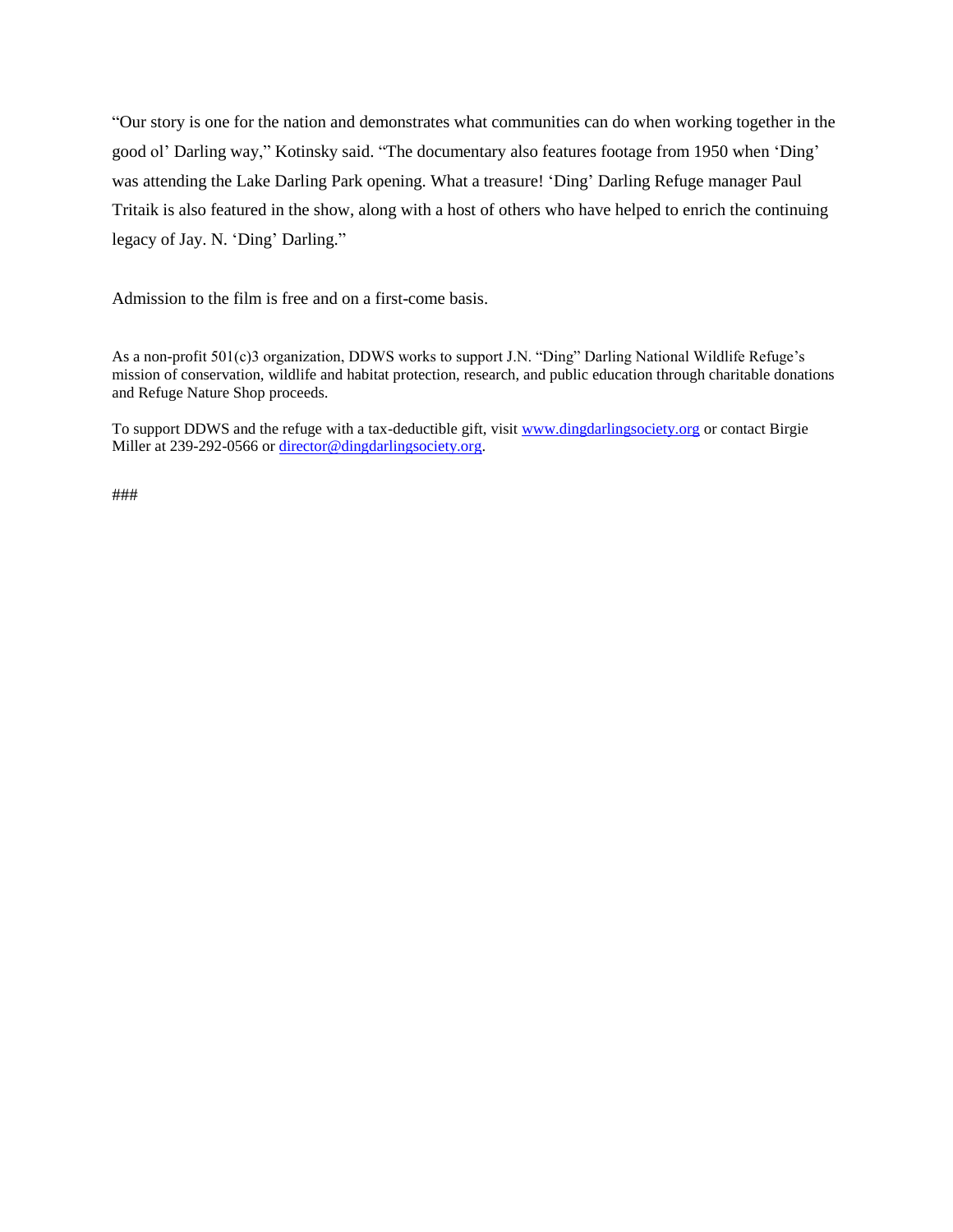"Our story is one for the nation and demonstrates what communities can do when working together in the good ol' Darling way," Kotinsky said. "The documentary also features footage from 1950 when 'Ding' was attending the Lake Darling Park opening. What a treasure! 'Ding' Darling Refuge manager Paul Tritaik is also featured in the show, along with a host of others who have helped to enrich the continuing legacy of Jay. N. 'Ding' Darling."

Admission to the film is free and on a first-come basis.

As a non-profit 501(c)3 organization, DDWS works to support J.N. "Ding" Darling National Wildlife Refuge's mission of conservation, wildlife and habitat protection, research, and public education through charitable donations and Refuge Nature Shop proceeds.

To support DDWS and the refuge with a tax-deductible gift, visit www.dingdarlingsociety.org or contact Birgie Miller at 239-292-0566 or director@dingdarlingsociety.org.

###